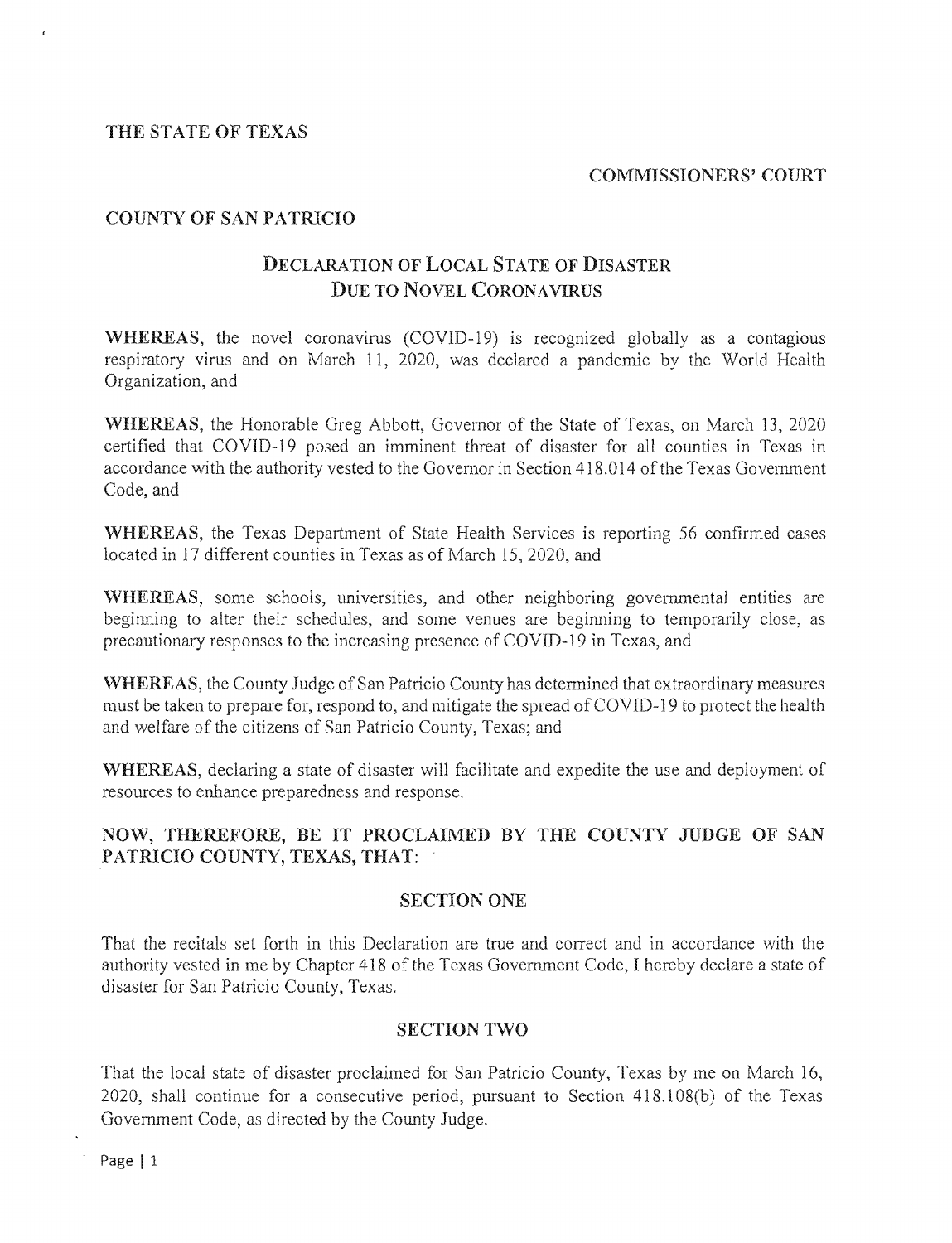THE STATE OF TEXAS

COMMISSIONERS' COURT

COUNTY OF SAN PATRICIO

# Declaration of Local State of Disaster Due to Novel Coronavirus

**WHEREAS**, the novel coronavirus (COVID-19) is recognized globally as a contagious respiratory virus and on March 11, 2020, was declared a pandemic by the World Health Organization, and

**WHEREAS**, the Honorable Greg Abbott, Governor of the State of Texas, on March 13, 2020 certified that COVID-19 posed an imminent threat of disaster for all counties in Texas in accordance with the authority vested to the Governor in Section 418.014 of the Texas Government Code, and

**WHEREAS**, the Texas Department of State Health Services is reporting 56 confirmed cases located in 17 different counties in Texas as of March 15, 2020, and

**WHEREAS**, some schools, universities, and other neighboring governmental entities are beginning to alter their schedules, and some venues are beginning to temporarily close, as precautionary responses to the increasing presence of COVID-19 in Texas, and

**WHEREAS**, the County Judge of San Patricio County has determined that extraordinary measures must be taken to prepare for, respond to, and mitigate the spread of COVID-19 to protect the health and welfare of the citizens of San Patricio County, Texas; and

**WHEREAS**, declaring a state of disaster will facilitate and expedite the use and deployment of resources to enhance preparedness and response.

**NOW, THEREFORE, BE IT PROCLAIMED BY THE COUNTY JUDGE OF SAN PATRICIO COUNTY, TEXAS, THAT:**

## SECTION ONE

That the recitals set forth in this Declaration are true and correct and in accordance with the authority vested in me by Chapter 418 of the Texas Government Code, I hereby declare a state of disaster for San Patricio County, Texas.

## SECTION TWO

That the local state of disaster proclaimed for San Patricio County, Texas by me on March 16, 2020, shall continue for a consecutive period, pursuant to Section 418.108(b) of the Texas Government Code, as directed by the County Judge.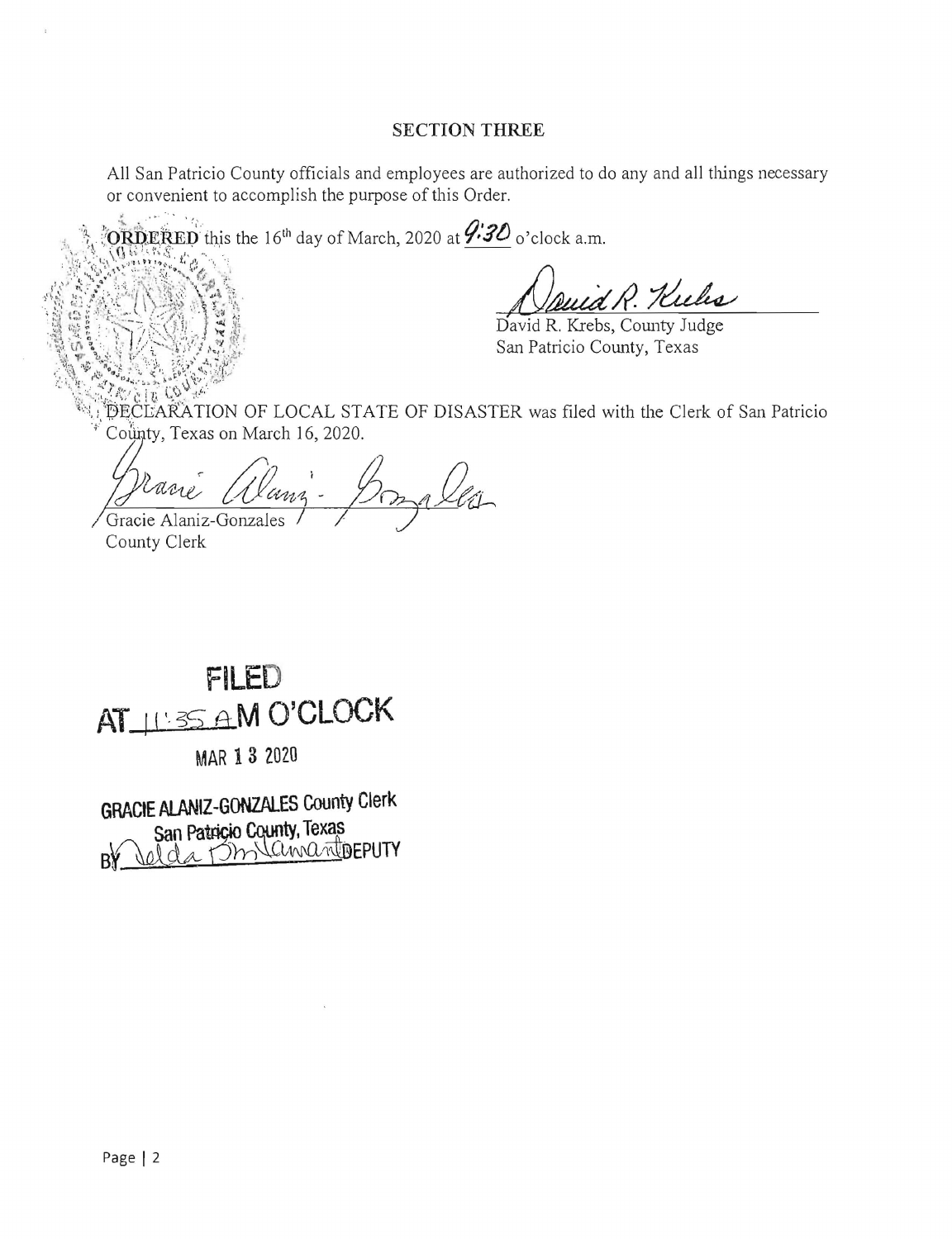## SECTION THREE

All San Patricio County officials and employees are authorized to do any and all things necessary or convenient to accomplish the purpose of this Order.

**ORDERED** this the 16th day of March, 2020 at 9:30 o'clock a.m.

David R. Krebs

David R. Krebs, County Judge
San Patricio County, Texas

DECLARATION OF LOCAL STATE OF DISASTER was filed with the Clerk of San Patricio County, Texas on March 16, 2020.

Gracie Alaniz-Gonzales

Gracie Alaniz-Gonzales
County Clerk

**FILED**
**AT 11:35 AM O'CLOCK**

MAR 13 2020

**GRACIE ALANIZ-GONZALES County Clerk**
**San Patricio County, Texas**
**BY** Velda Bmlamant **DEPUTY**